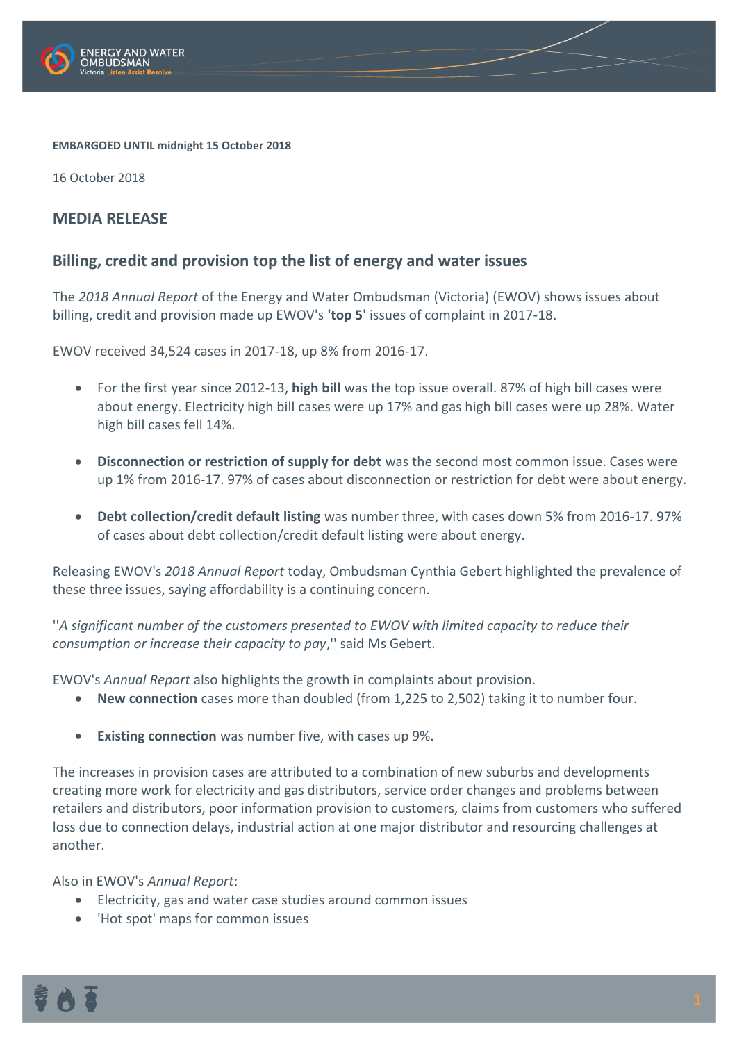**EMBARGOED UNTIL midnight 15 October 2018**

16 October 2018

## MEDIA RELEASE

## Billing, credit and provision top the list of energy and water issues

The *2018 Annual Report* of the Energy and Water Ombudsman (Victoria) (EWOV) shows issues about billing, credit and provision made up EWOV's **'top 5'** issues of complaint in 2017-18.

EWOV received 34,524 cases in 2017-18, up 8% from 2016-17.

- For the first year since 2012-13, **high bill** was the top issue overall. 87% of high bill cases were about energy. Electricity high bill cases were up 17% and gas high bill cases were up 28%. Water high bill cases fell 14%.
- **Disconnection or restriction of supply for debt** was the second most common issue. Cases were up 1% from 2016-17. 97% of cases about disconnection or restriction for debt were about energy.
- **Debt collection/credit default listing** was number three, with cases down 5% from 2016-17. 97% of cases about debt collection/credit default listing were about energy.

Releasing EWOV's *2018 Annual Report* today, Ombudsman Cynthia Gebert highlighted the prevalence of these three issues, saying affordability is a continuing concern.

''*A significant number of the customers presented to EWOV with limited capacity to reduce their consumption or increase their capacity to pay*,'' said Ms Gebert.

EWOV's *Annual Report* also highlights the growth in complaints about provision.

- **New connection** cases more than doubled (from 1,225 to 2,502) taking it to number four.
- **Existing connection** was number five, with cases up 9%.

The increases in provision cases are attributed to a combination of new suburbs and developments creating more work for electricity and gas distributors, service order changes and problems between retailers and distributors, poor information provision to customers, claims from customers who suffered loss due to connection delays, industrial action at one major distributor and resourcing challenges at another.

Also in EWOV's *Annual Report*:

- Electricity, gas and water case studies around common issues
- 'Hot spot' maps for common issues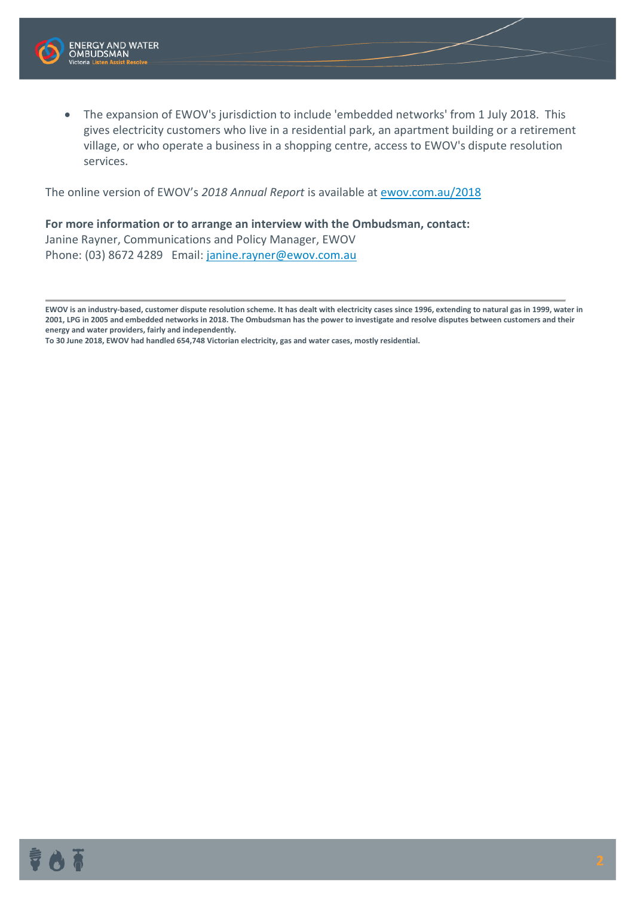- The expansion of EWOV's jurisdiction to include 'embedded networks' from 1 July 2018. This gives electricity customers who live in a residential park, an apartment building or a retirement village, or who operate a business in a shopping centre, access to EWOV's dispute resolution services.

The online version of EWOV's *2018 Annual Report* is available at ewov.com.au/2018

**For more information or to arrange an interview with the Ombudsman, contact:**
Janine Rayner, Communications and Policy Manager, EWOV
Phone: (03) 8672 4289 Email: janine.rayner@ewov.com.au

---

**EWOV is an industry-based, customer dispute resolution scheme. It has dealt with electricity cases since 1996, extending to natural gas in 1999, water in 2001, LPG in 2005 and embedded networks in 2018. The Ombudsman has the power to investigate and resolve disputes between customers and their energy and water providers, fairly and independently.**
**To 30 June 2018, EWOV had handled 654,748 Victorian electricity, gas and water cases, mostly residential.**